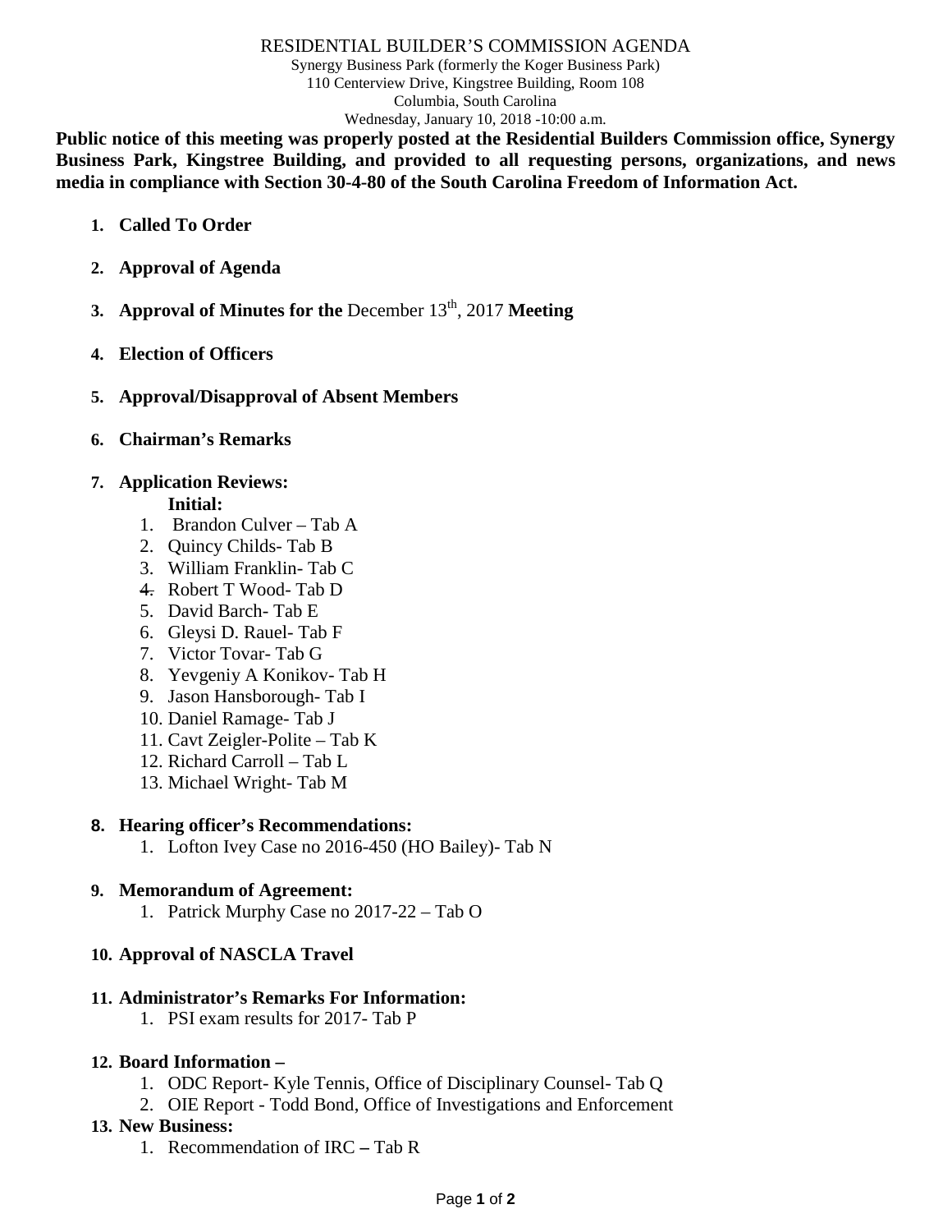RESIDENTIAL BUILDER'S COMMISSION AGENDA

Synergy Business Park (formerly the Koger Business Park)
110 Centerview Drive, Kingstree Building, Room 108
Columbia, South Carolina
Wednesday, January 10, 2018 -10:00 a.m.

**Public notice of this meeting was properly posted at the Residential Builders Commission office, Synergy Business Park, Kingstree Building, and provided to all requesting persons, organizations, and news media in compliance with Section 30-4-80 of the South Carolina Freedom of Information Act.**

1. **Called To Order**

2. **Approval of Agenda**

3. **Approval of Minutes for the** December 13th, 2017 **Meeting**

4. **Election of Officers**

5. **Approval/Disapproval of Absent Members**

6. **Chairman's Remarks**

7. **Application Reviews:**

   **Initial:**

   1. Brandon Culver – Tab A
   2. Quincy Childs- Tab B
   3. William Franklin- Tab C
   4. ~~4.~~ Robert T Wood- Tab D
   5. David Barch- Tab E
   6. Gleysi D. Rauel- Tab F
   7. Victor Tovar- Tab G
   8. Yevgeniy A Konikov- Tab H
   9. Jason Hansborough- Tab I
   10. Daniel Ramage- Tab J
   11. Cavt Zeigler-Polite – Tab K
   12. Richard Carroll – Tab L
   13. Michael Wright- Tab M

8. **Hearing officer's Recommendations:**
   1. Lofton Ivey Case no 2016-450 (HO Bailey)- Tab N

9. **Memorandum of Agreement:**
   1. Patrick Murphy Case no 2017-22 – Tab O

10. **Approval of NASCLA Travel**

11. **Administrator's Remarks For Information:**
    1. PSI exam results for 2017- Tab P

12. **Board Information –**
    1. ODC Report- Kyle Tennis, Office of Disciplinary Counsel- Tab Q
    2. OIE Report - Todd Bond, Office of Investigations and Enforcement

13. **New Business:**
    1. Recommendation of IRC **–** Tab R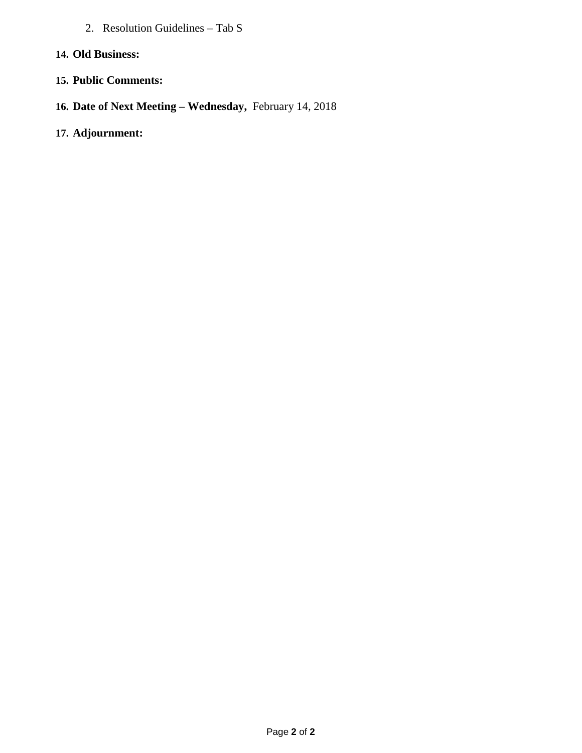2. Resolution Guidelines – Tab S

**14. Old Business:**

**15. Public Comments:**

**16. Date of Next Meeting – Wednesday,** February 14, 2018

**17. Adjournment:**